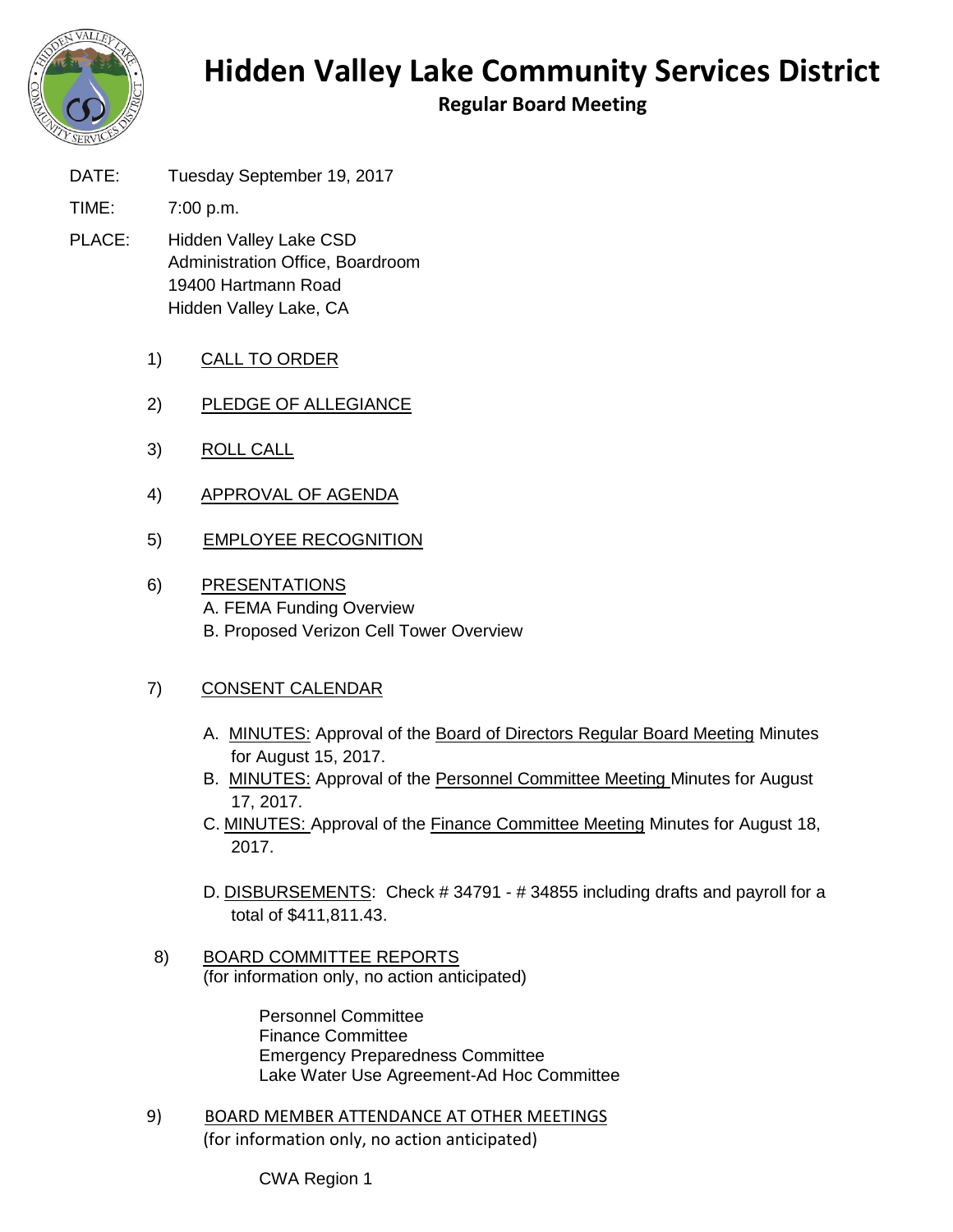# Hidden Valley Lake Community Services District

## Regular Board Meeting

DATE: Tuesday September 19, 2017

TIME: 7:00 p.m.

PLACE: Hidden Valley Lake CSD
Administration Office, Boardroom
19400 Hartmann Road
Hidden Valley Lake, CA

1) CALL TO ORDER

2) PLEDGE OF ALLEGIANCE

3) ROLL CALL

4) APPROVAL OF AGENDA

5) EMPLOYEE RECOGNITION

6) PRESENTATIONS
   A. FEMA Funding Overview
   B. Proposed Verizon Cell Tower Overview

7) CONSENT CALENDAR

   A. MINUTES: Approval of the Board of Directors Regular Board Meeting Minutes for August 15, 2017.
   B. MINUTES: Approval of the Personnel Committee Meeting Minutes for August 17, 2017.
   C. MINUTES: Approval of the Finance Committee Meeting Minutes for August 18, 2017.

   D. DISBURSEMENTS: Check # 34791 - # 34855 including drafts and payroll for a total of $411,811.43.

8) BOARD COMMITTEE REPORTS
   (for information only, no action anticipated)

   Personnel Committee
   Finance Committee
   Emergency Preparedness Committee
   Lake Water Use Agreement-Ad Hoc Committee

9) BOARD MEMBER ATTENDANCE AT OTHER MEETINGS
   (for information only, no action anticipated)

   CWA Region 1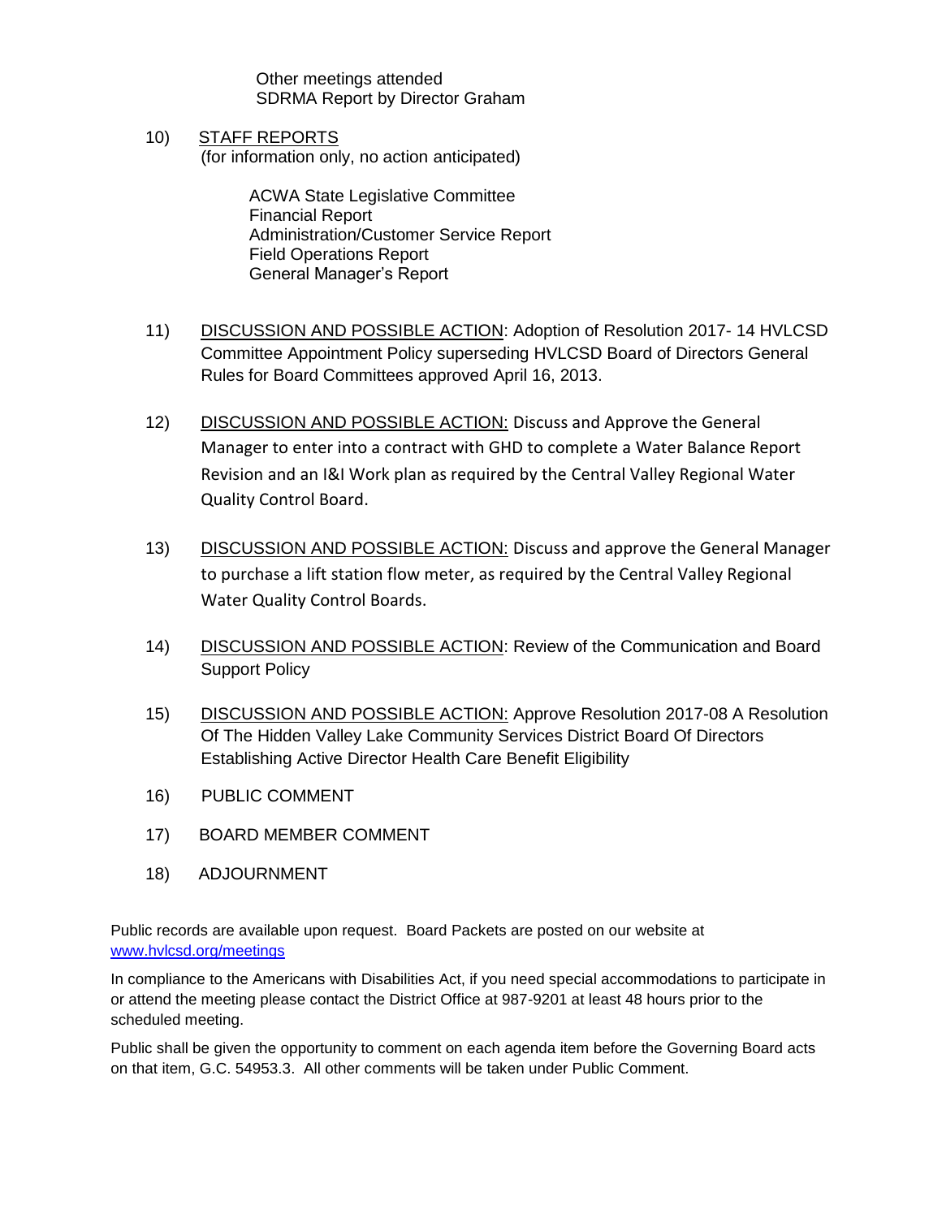Other meetings attended
SDRMA Report by Director Graham

10) STAFF REPORTS
(for information only, no action anticipated)

ACWA State Legislative Committee
Financial Report
Administration/Customer Service Report
Field Operations Report
General Manager's Report

11) DISCUSSION AND POSSIBLE ACTION: Adoption of Resolution 2017- 14 HVLCSD Committee Appointment Policy superseding HVLCSD Board of Directors General Rules for Board Committees approved April 16, 2013.

12) DISCUSSION AND POSSIBLE ACTION: Discuss and Approve the General Manager to enter into a contract with GHD to complete a Water Balance Report Revision and an I&I Work plan as required by the Central Valley Regional Water Quality Control Board.

13) DISCUSSION AND POSSIBLE ACTION: Discuss and approve the General Manager to purchase a lift station flow meter, as required by the Central Valley Regional Water Quality Control Boards.

14) DISCUSSION AND POSSIBLE ACTION: Review of the Communication and Board Support Policy

15) DISCUSSION AND POSSIBLE ACTION: Approve Resolution 2017-08 A Resolution Of The Hidden Valley Lake Community Services District Board Of Directors Establishing Active Director Health Care Benefit Eligibility

16) PUBLIC COMMENT

17) BOARD MEMBER COMMENT

18) ADJOURNMENT

Public records are available upon request. Board Packets are posted on our website at www.hvlcsd.org/meetings

In compliance to the Americans with Disabilities Act, if you need special accommodations to participate in or attend the meeting please contact the District Office at 987-9201 at least 48 hours prior to the scheduled meeting.

Public shall be given the opportunity to comment on each agenda item before the Governing Board acts on that item, G.C. 54953.3. All other comments will be taken under Public Comment.